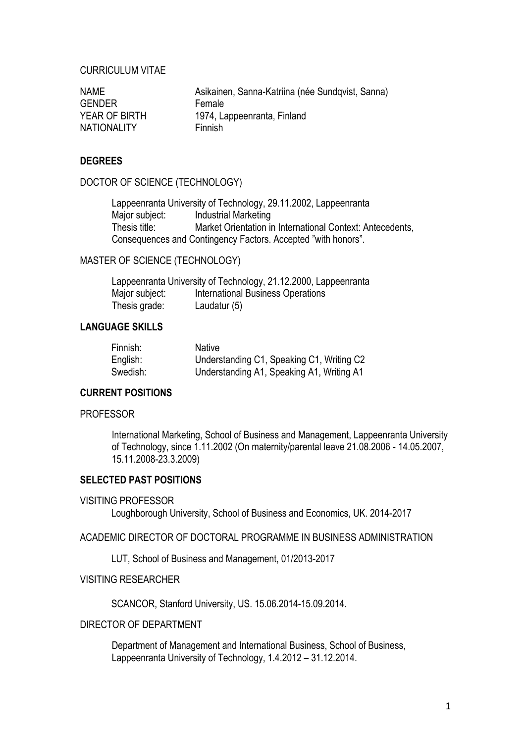CURRICULUM VITAE

| | |
|---|---|
| NAME | Asikainen, Sanna-Katriina (née Sundqvist, Sanna) |
| GENDER | Female |
| YEAR OF BIRTH | 1974, Lappeenranta, Finland |
| NATIONALITY | Finnish |

## DEGREES

DOCTOR OF SCIENCE (TECHNOLOGY)

Lappeenranta University of Technology, 29.11.2002, Lappeenranta
Major subject: Industrial Marketing
Thesis title: Market Orientation in International Context: Antecedents, Consequences and Contingency Factors. Accepted "with honors".

MASTER OF SCIENCE (TECHNOLOGY)

Lappeenranta University of Technology, 21.12.2000, Lappeenranta
Major subject: International Business Operations
Thesis grade: Laudatur (5)

## LANGUAGE SKILLS

| | |
|---|---|
| Finnish: | Native |
| English: | Understanding C1, Speaking C1, Writing C2 |
| Swedish: | Understanding A1, Speaking A1, Writing A1 |

## CURRENT POSITIONS

PROFESSOR

International Marketing, School of Business and Management, Lappeenranta University of Technology, since 1.11.2002 (On maternity/parental leave 21.08.2006 - 14.05.2007, 15.11.2008-23.3.2009)

## SELECTED PAST POSITIONS

VISITING PROFESSOR

Loughborough University, School of Business and Economics, UK. 2014-2017

ACADEMIC DIRECTOR OF DOCTORAL PROGRAMME IN BUSINESS ADMINISTRATION

LUT, School of Business and Management, 01/2013-2017

VISITING RESEARCHER

SCANCOR, Stanford University, US. 15.06.2014-15.09.2014.

DIRECTOR OF DEPARTMENT

Department of Management and International Business, School of Business, Lappeenranta University of Technology, 1.4.2012 – 31.12.2014.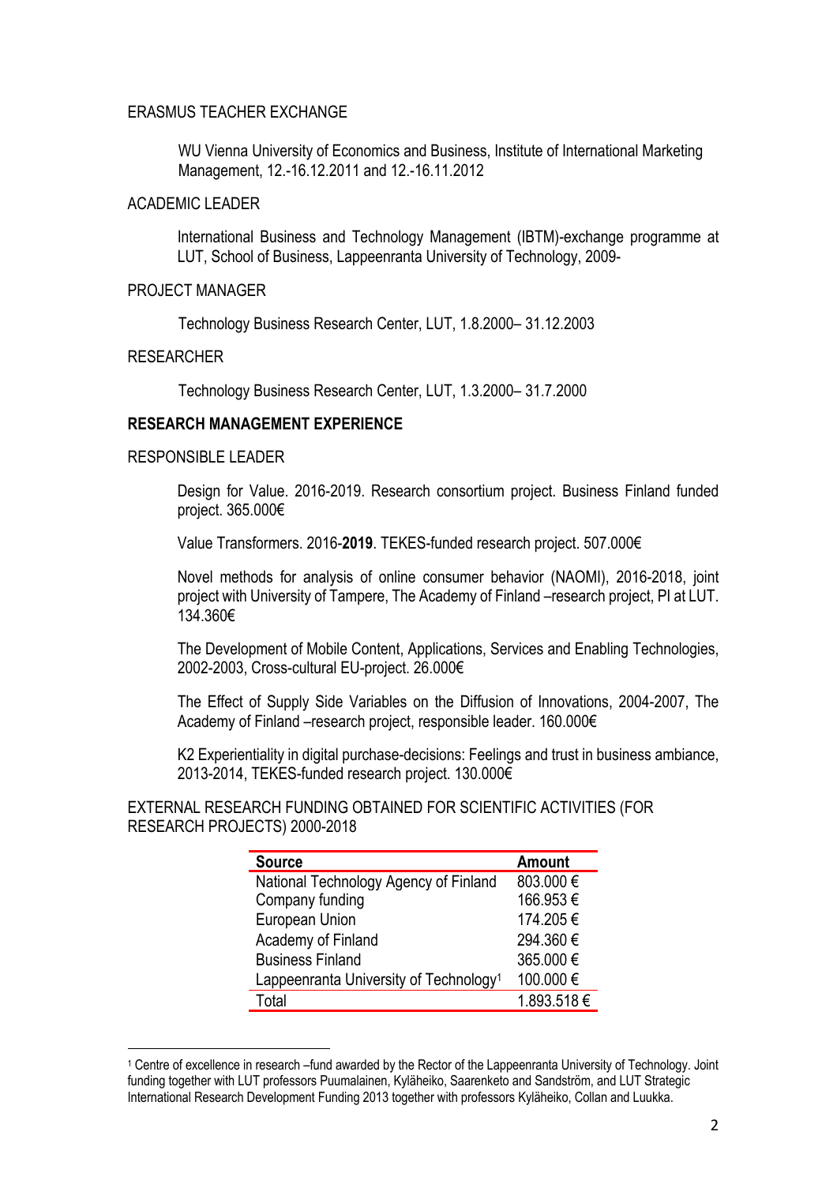ERASMUS TEACHER EXCHANGE

WU Vienna University of Economics and Business, Institute of International Marketing Management, 12.-16.12.2011 and 12.-16.11.2012

ACADEMIC LEADER

International Business and Technology Management (IBTM)-exchange programme at LUT, School of Business, Lappeenranta University of Technology, 2009-

PROJECT MANAGER

Technology Business Research Center, LUT, 1.8.2000– 31.12.2003

RESEARCHER

Technology Business Research Center, LUT, 1.3.2000– 31.7.2000

**RESEARCH MANAGEMENT EXPERIENCE**

RESPONSIBLE LEADER

Design for Value. 2016-2019. Research consortium project. Business Finland funded project. 365.000€

Value Transformers. 2016-**2019**. TEKES-funded research project. 507.000€

Novel methods for analysis of online consumer behavior (NAOMI), 2016-2018, joint project with University of Tampere, The Academy of Finland –research project, PI at LUT. 134.360€

The Development of Mobile Content, Applications, Services and Enabling Technologies, 2002-2003, Cross-cultural EU-project. 26.000€

The Effect of Supply Side Variables on the Diffusion of Innovations, 2004-2007, The Academy of Finland –research project, responsible leader. 160.000€

K2 Experientiality in digital purchase-decisions: Feelings and trust in business ambiance, 2013-2014, TEKES-funded research project. 130.000€

EXTERNAL RESEARCH FUNDING OBTAINED FOR SCIENTIFIC ACTIVITIES (FOR RESEARCH PROJECTS) 2000-2018

| Source | Amount |
|---|---|
| National Technology Agency of Finland | 803.000 € |
| Company funding | 166.953 € |
| European Union | 174.205 € |
| Academy of Finland | 294.360 € |
| Business Finland | 365.000 € |
| Lappeenranta University of Technology[1] | 100.000 € |
| Total | 1.893.518 € |

[1] Centre of excellence in research –fund awarded by the Rector of the Lappeenranta University of Technology. Joint funding together with LUT professors Puumalainen, Kyläheiko, Saarenketo and Sandström, and LUT Strategic International Research Development Funding 2013 together with professors Kyläheiko, Collan and Luukka.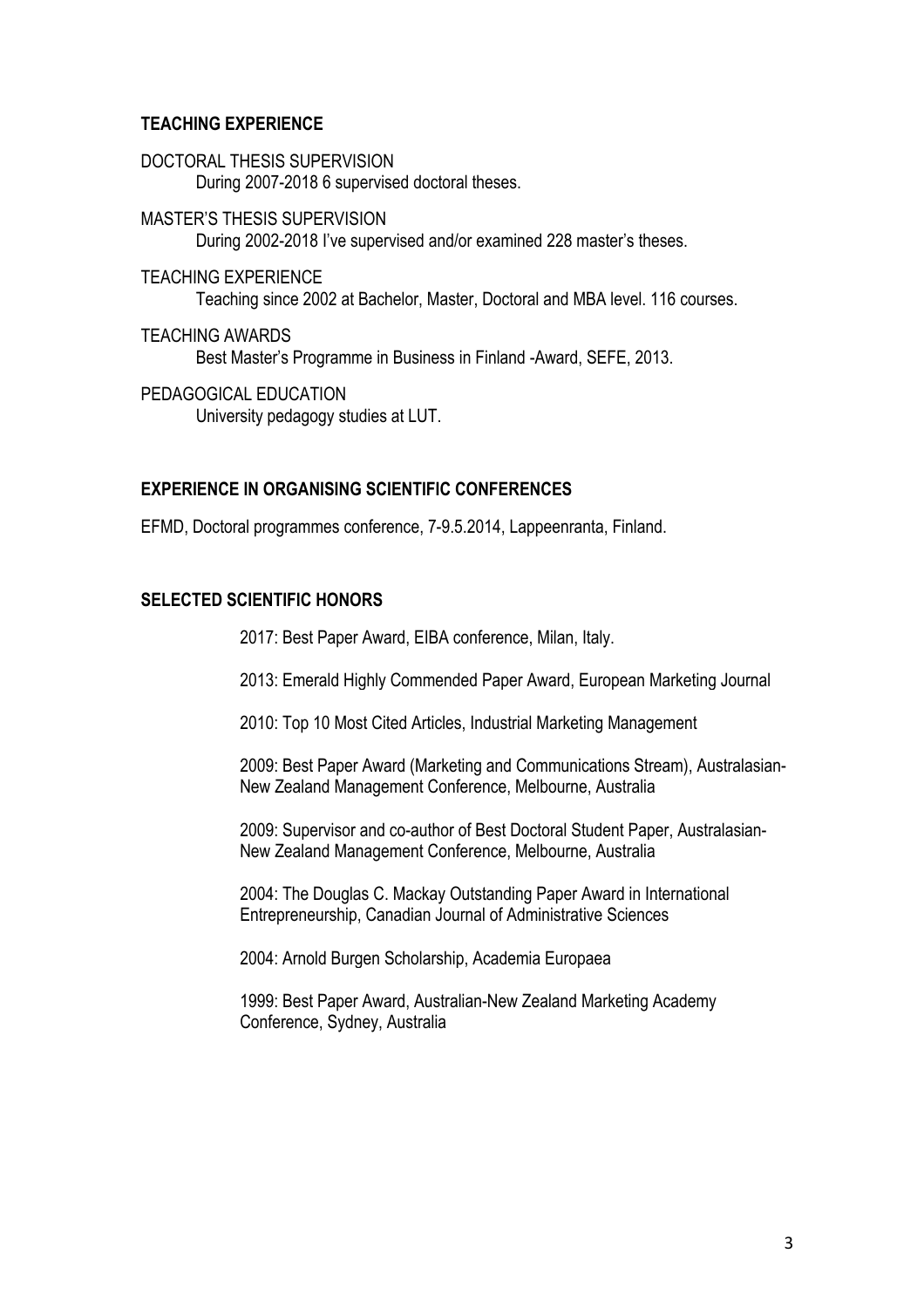## TEACHING EXPERIENCE

DOCTORAL THESIS SUPERVISION
During 2007-2018 6 supervised doctoral theses.

MASTER'S THESIS SUPERVISION
During 2002-2018 I've supervised and/or examined 228 master's theses.

TEACHING EXPERIENCE
Teaching since 2002 at Bachelor, Master, Doctoral and MBA level. 116 courses.

TEACHING AWARDS
Best Master's Programme in Business in Finland -Award, SEFE, 2013.

PEDAGOGICAL EDUCATION
University pedagogy studies at LUT.

## EXPERIENCE IN ORGANISING SCIENTIFIC CONFERENCES

EFMD, Doctoral programmes conference, 7-9.5.2014, Lappeenranta, Finland.

## SELECTED SCIENTIFIC HONORS

2017: Best Paper Award, EIBA conference, Milan, Italy.

2013: Emerald Highly Commended Paper Award, European Marketing Journal

2010: Top 10 Most Cited Articles, Industrial Marketing Management

2009: Best Paper Award (Marketing and Communications Stream), Australasian-New Zealand Management Conference, Melbourne, Australia

2009: Supervisor and co-author of Best Doctoral Student Paper, Australasian-New Zealand Management Conference, Melbourne, Australia

2004: The Douglas C. Mackay Outstanding Paper Award in International Entrepreneurship, Canadian Journal of Administrative Sciences

2004: Arnold Burgen Scholarship, Academia Europaea

1999: Best Paper Award, Australian-New Zealand Marketing Academy Conference, Sydney, Australia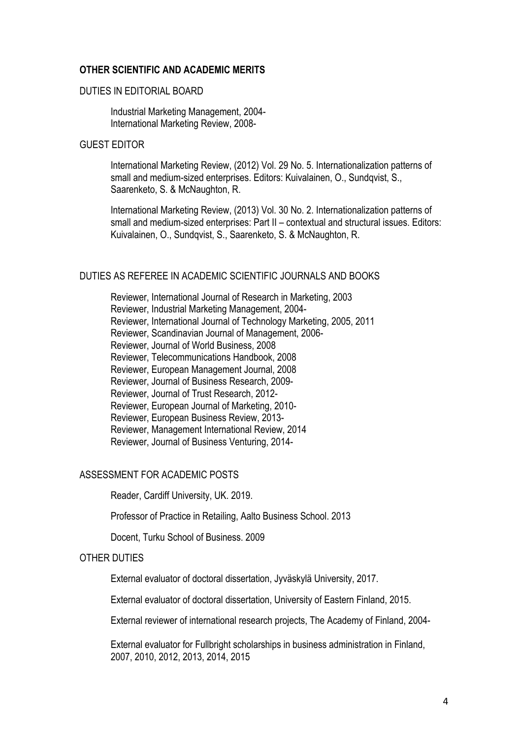**OTHER SCIENTIFIC AND ACADEMIC MERITS**

DUTIES IN EDITORIAL BOARD

Industrial Marketing Management, 2004-
International Marketing Review, 2008-

GUEST EDITOR

International Marketing Review, (2012) Vol. 29 No. 5. Internationalization patterns of small and medium-sized enterprises. Editors: Kuivalainen, O., Sundqvist, S., Saarenketo, S. & McNaughton, R.

International Marketing Review, (2013) Vol. 30 No. 2. Internationalization patterns of small and medium-sized enterprises: Part II – contextual and structural issues. Editors: Kuivalainen, O., Sundqvist, S., Saarenketo, S. & McNaughton, R.

DUTIES AS REFEREE IN ACADEMIC SCIENTIFIC JOURNALS AND BOOKS

Reviewer, International Journal of Research in Marketing, 2003
Reviewer, Industrial Marketing Management, 2004-
Reviewer, International Journal of Technology Marketing, 2005, 2011
Reviewer, Scandinavian Journal of Management, 2006-
Reviewer, Journal of World Business, 2008
Reviewer, Telecommunications Handbook, 2008
Reviewer, European Management Journal, 2008
Reviewer, Journal of Business Research, 2009-
Reviewer, Journal of Trust Research, 2012-
Reviewer, European Journal of Marketing, 2010-
Reviewer, European Business Review, 2013-
Reviewer, Management International Review, 2014
Reviewer, Journal of Business Venturing, 2014-

ASSESSMENT FOR ACADEMIC POSTS

Reader, Cardiff University, UK. 2019.

Professor of Practice in Retailing, Aalto Business School. 2013

Docent, Turku School of Business. 2009

OTHER DUTIES

External evaluator of doctoral dissertation, Jyväskylä University, 2017.

External evaluator of doctoral dissertation, University of Eastern Finland, 2015.

External reviewer of international research projects, The Academy of Finland, 2004-

External evaluator for Fullbright scholarships in business administration in Finland, 2007, 2010, 2012, 2013, 2014, 2015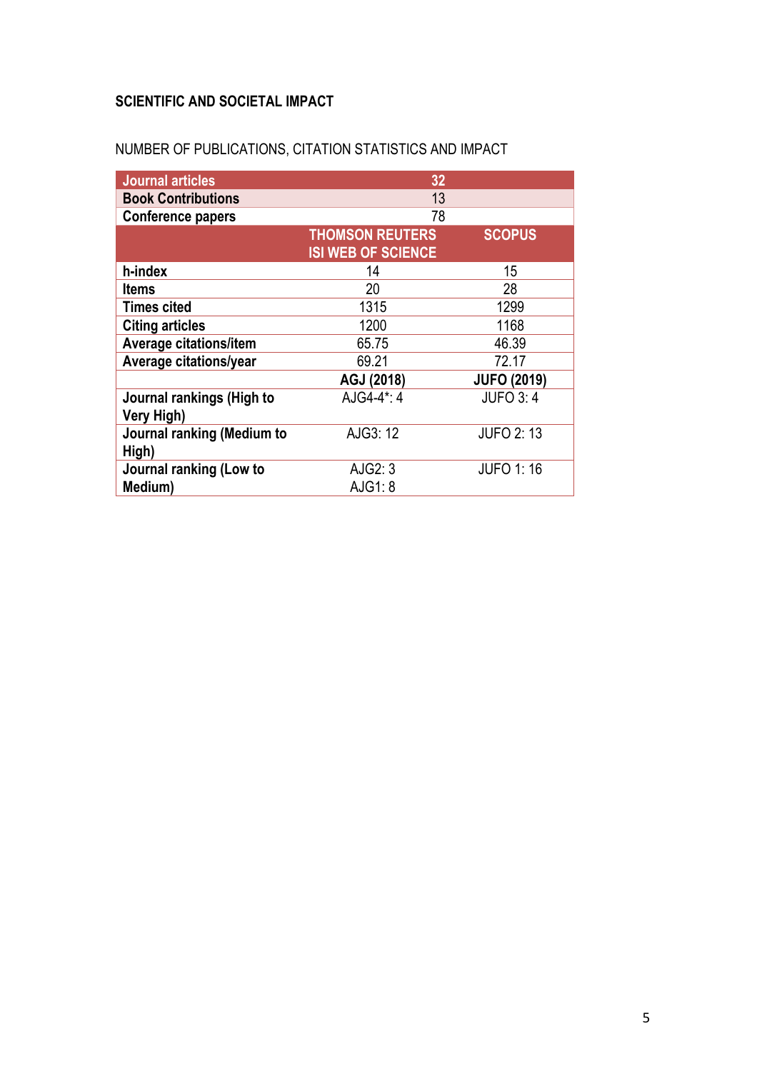**SCIENTIFIC AND SOCIETAL IMPACT**

NUMBER OF PUBLICATIONS, CITATION STATISTICS AND IMPACT

| | | |
|---|---|---|
| **Journal articles** | **32** | |
| **Book Contributions** | 13 | |
| **Conference papers** | 78 | |
| | **THOMSON REUTERS ISI WEB OF SCIENCE** | **SCOPUS** |
| **h-index** | 14 | 15 |
| **Items** | 20 | 28 |
| **Times cited** | 1315 | 1299 |
| **Citing articles** | 1200 | 1168 |
| **Average citations/item** | 65.75 | 46.39 |
| **Average citations/year** | 69.21 | 72.17 |
| | **AGJ (2018)** | **JUFO (2019)** |
| **Journal rankings (High to Very High)** | AJG4-4*: 4 | JUFO 3: 4 |
| **Journal ranking (Medium to High)** | AJG3: 12 | JUFO 2: 13 |
| **Journal ranking (Low to Medium)** | AJG2: 3<br>AJG1: 8 | JUFO 1: 16 |